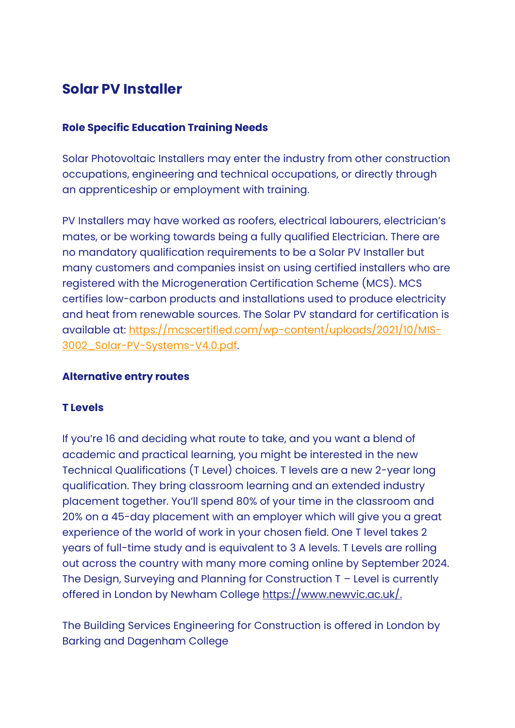# Solar PV Installer

### Role Specific Education Training Needs

Solar Photovoltaic Installers may enter the industry from other construction occupations, engineering and technical occupations, or directly through an apprenticeship or employment with training.

PV Installers may have worked as roofers, electrical labourers, electrician's mates, or be working towards being a fully qualified Electrician. There are no mandatory qualification requirements to be a Solar PV Installer but many customers and companies insist on using certified installers who are registered with the Microgeneration Certification Scheme (MCS). MCS certifies low-carbon products and installations used to produce electricity and heat from renewable sources. The Solar PV standard for certification is available at: https://mcscertified.com/wp-content/uploads/2021/10/MIS-3002_Solar-PV-Systems-V4.0.pdf.

### Alternative entry routes

### T Levels

If you're 16 and deciding what route to take, and you want a blend of academic and practical learning, you might be interested in the new Technical Qualifications (T Level) choices. T levels are a new 2-year long qualification. They bring classroom learning and an extended industry placement together. You'll spend 80% of your time in the classroom and 20% on a 45-day placement with an employer which will give you a great experience of the world of work in your chosen field. One T level takes 2 years of full-time study and is equivalent to 3 A levels. T Levels are rolling out across the country with many more coming online by September 2024. The Design, Surveying and Planning for Construction T – Level is currently offered in London by Newham College https://www.newvic.ac.uk/.

The Building Services Engineering for Construction is offered in London by Barking and Dagenham College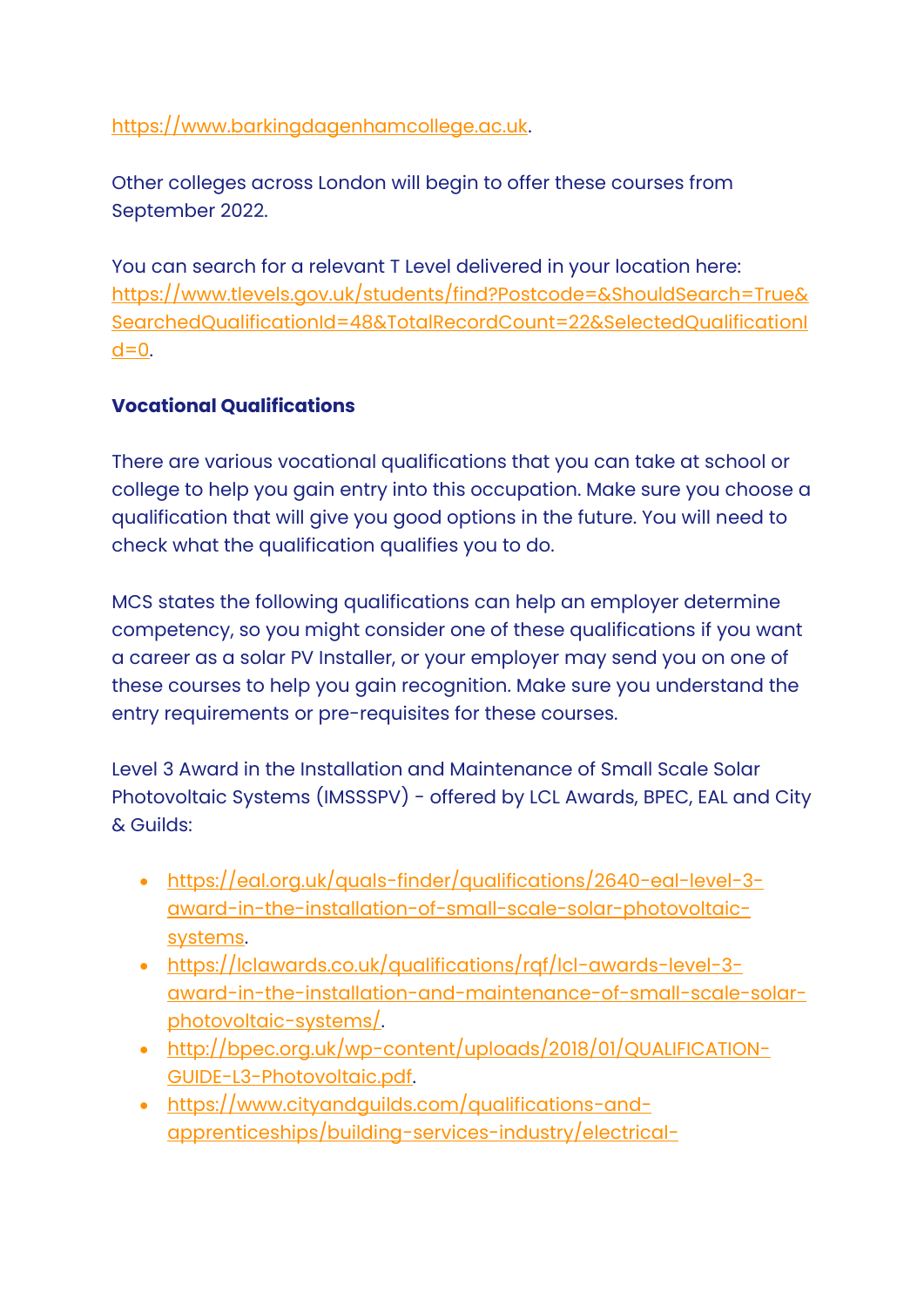https://www.barkingdagenhamcollege.ac.uk.

Other colleges across London will begin to offer these courses from September 2022.

You can search for a relevant T Level delivered in your location here: https://www.tlevels.gov.uk/students/find?Postcode=&ShouldSearch=True&SearchedQualificationId=48&TotalRecordCount=22&SelectedQualificationId=0.

**Vocational Qualifications**

There are various vocational qualifications that you can take at school or college to help you gain entry into this occupation. Make sure you choose a qualification that will give you good options in the future. You will need to check what the qualification qualifies you to do.

MCS states the following qualifications can help an employer determine competency, so you might consider one of these qualifications if you want a career as a solar PV Installer, or your employer may send you on one of these courses to help you gain recognition. Make sure you understand the entry requirements or pre-requisites for these courses.

Level 3 Award in the Installation and Maintenance of Small Scale Solar Photovoltaic Systems (IMSSSPV) - offered by LCL Awards, BPEC, EAL and City & Guilds:

- https://eal.org.uk/quals-finder/qualifications/2640-eal-level-3-award-in-the-installation-of-small-scale-solar-photovoltaic-systems.
- https://lclawards.co.uk/qualifications/rqf/lcl-awards-level-3-award-in-the-installation-and-maintenance-of-small-scale-solar-photovoltaic-systems/.
- http://bpec.org.uk/wp-content/uploads/2018/01/QUALIFICATION-GUIDE-L3-Photovoltaic.pdf.
- https://www.cityandguilds.com/qualifications-and-apprenticeships/building-services-industry/electrical-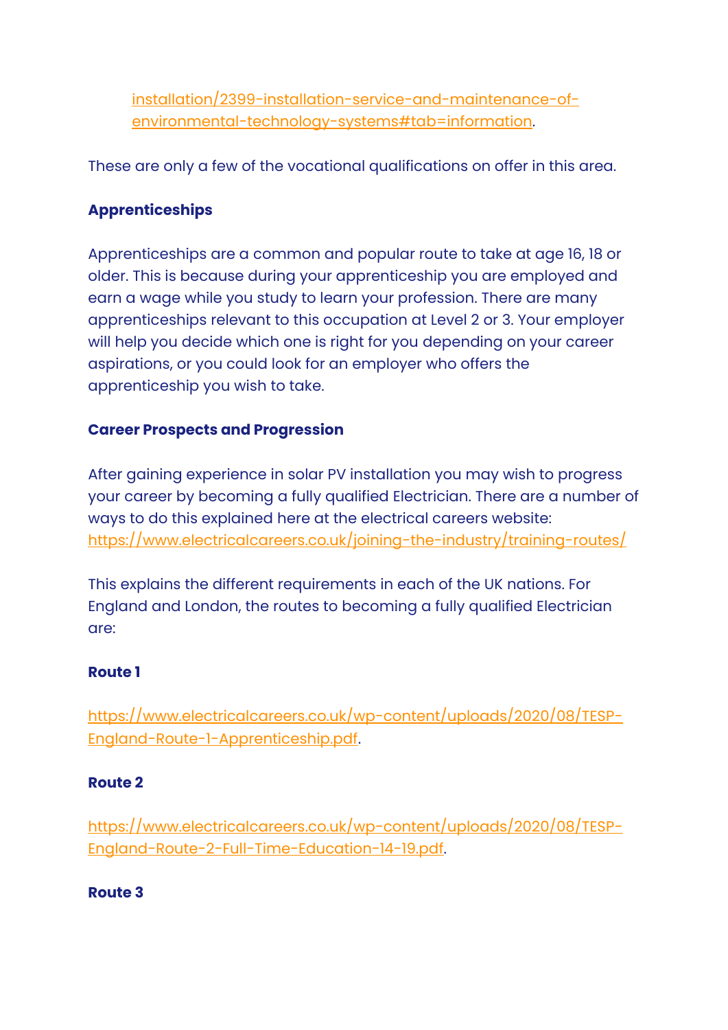[installation/2399-installation-service-and-maintenance-of-environmental-technology-systems#tab=information](installation/2399-installation-service-and-maintenance-of-environmental-technology-systems#tab=information).

These are only a few of the vocational qualifications on offer in this area.

**Apprenticeships**

Apprenticeships are a common and popular route to take at age 16, 18 or older. This is because during your apprenticeship you are employed and earn a wage while you study to learn your profession. There are many apprenticeships relevant to this occupation at Level 2 or 3. Your employer will help you decide which one is right for you depending on your career aspirations, or you could look for an employer who offers the apprenticeship you wish to take.

**Career Prospects and Progression**

After gaining experience in solar PV installation you may wish to progress your career by becoming a fully qualified Electrician. There are a number of ways to do this explained here at the electrical careers website: [https://www.electricalcareers.co.uk/joining-the-industry/training-routes/](https://www.electricalcareers.co.uk/joining-the-industry/training-routes/)

This explains the different requirements in each of the UK nations. For England and London, the routes to becoming a fully qualified Electrician are:

**Route 1**

[https://www.electricalcareers.co.uk/wp-content/uploads/2020/08/TESP-England-Route-1-Apprenticeship.pdf](https://www.electricalcareers.co.uk/wp-content/uploads/2020/08/TESP-England-Route-1-Apprenticeship.pdf).

**Route 2**

[https://www.electricalcareers.co.uk/wp-content/uploads/2020/08/TESP-England-Route-2-Full-Time-Education-14-19.pdf](https://www.electricalcareers.co.uk/wp-content/uploads/2020/08/TESP-England-Route-2-Full-Time-Education-14-19.pdf).

**Route 3**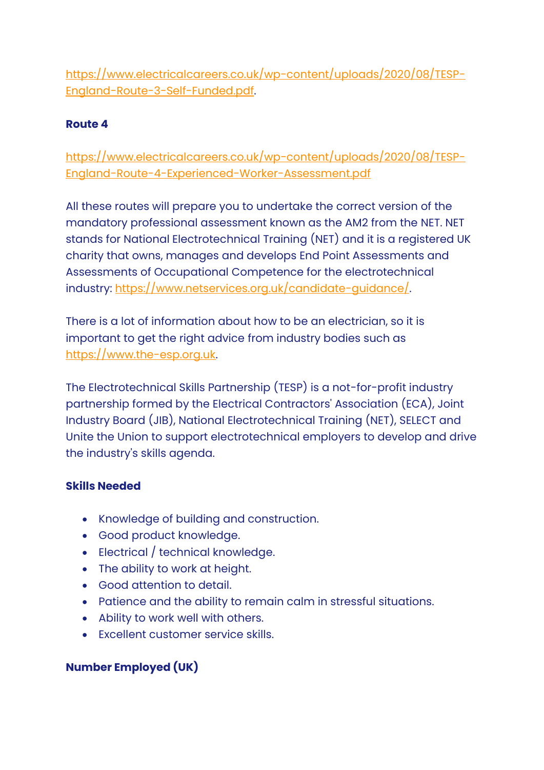[https://www.electricalcareers.co.uk/wp-content/uploads/2020/08/TESP-England-Route-3-Self-Funded.pdf](https://www.electricalcareers.co.uk/wp-content/uploads/2020/08/TESP-England-Route-3-Self-Funded.pdf).

**Route 4**

[https://www.electricalcareers.co.uk/wp-content/uploads/2020/08/TESP-England-Route-4-Experienced-Worker-Assessment.pdf](https://www.electricalcareers.co.uk/wp-content/uploads/2020/08/TESP-England-Route-4-Experienced-Worker-Assessment.pdf)

All these routes will prepare you to undertake the correct version of the mandatory professional assessment known as the AM2 from the NET. NET stands for National Electrotechnical Training (NET) and it is a registered UK charity that owns, manages and develops End Point Assessments and Assessments of Occupational Competence for the electrotechnical industry: [https://www.netservices.org.uk/candidate-guidance/](https://www.netservices.org.uk/candidate-guidance/).

There is a lot of information about how to be an electrician, so it is important to get the right advice from industry bodies such as [https://www.the-esp.org.uk](https://www.the-esp.org.uk).

The Electrotechnical Skills Partnership (TESP) is a not-for-profit industry partnership formed by the Electrical Contractors' Association (ECA), Joint Industry Board (JIB), National Electrotechnical Training (NET), SELECT and Unite the Union to support electrotechnical employers to develop and drive the industry's skills agenda.

**Skills Needed**

- Knowledge of building and construction.
- Good product knowledge.
- Electrical / technical knowledge.
- The ability to work at height.
- Good attention to detail.
- Patience and the ability to remain calm in stressful situations.
- Ability to work well with others.
- Excellent customer service skills.

**Number Employed (UK)**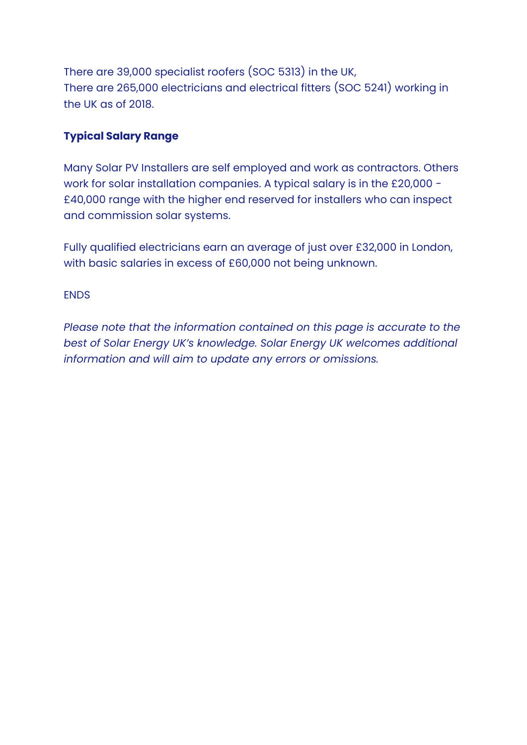There are 39,000 specialist roofers (SOC 5313) in the UK,
There are 265,000 electricians and electrical fitters (SOC 5241) working in the UK as of 2018.

**Typical Salary Range**

Many Solar PV Installers are self employed and work as contractors. Others work for solar installation companies. A typical salary is in the £20,000 - £40,000 range with the higher end reserved for installers who can inspect and commission solar systems.

Fully qualified electricians earn an average of just over £32,000 in London, with basic salaries in excess of £60,000 not being unknown.

ENDS

*Please note that the information contained on this page is accurate to the best of Solar Energy UK's knowledge. Solar Energy UK welcomes additional information and will aim to update any errors or omissions.*